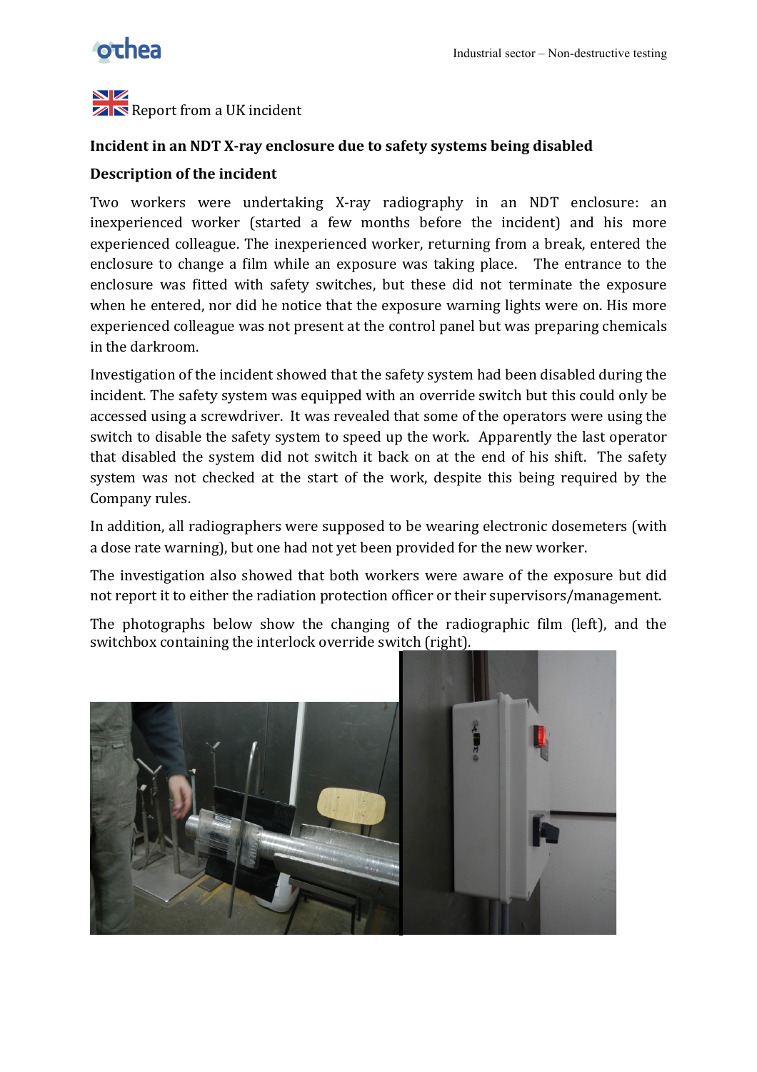Report from a UK incident

## Incident in an NDT X-ray enclosure due to safety systems being disabled

### Description of the incident

Two workers were undertaking X-ray radiography in an NDT enclosure: an inexperienced worker (started a few months before the incident) and his more experienced colleague. The inexperienced worker, returning from a break, entered the enclosure to change a film while an exposure was taking place. The entrance to the enclosure was fitted with safety switches, but these did not terminate the exposure when he entered, nor did he notice that the exposure warning lights were on. His more experienced colleague was not present at the control panel but was preparing chemicals in the darkroom.

Investigation of the incident showed that the safety system had been disabled during the incident. The safety system was equipped with an override switch but this could only be accessed using a screwdriver. It was revealed that some of the operators were using the switch to disable the safety system to speed up the work. Apparently the last operator that disabled the system did not switch it back on at the end of his shift. The safety system was not checked at the start of the work, despite this being required by the Company rules.

In addition, all radiographers were supposed to be wearing electronic dosemeters (with a dose rate warning), but one had not yet been provided for the new worker.

The investigation also showed that both workers were aware of the exposure but did not report it to either the radiation protection officer or their supervisors/management.

The photographs below show the changing of the radiographic film (left), and the switchbox containing the interlock override switch (right).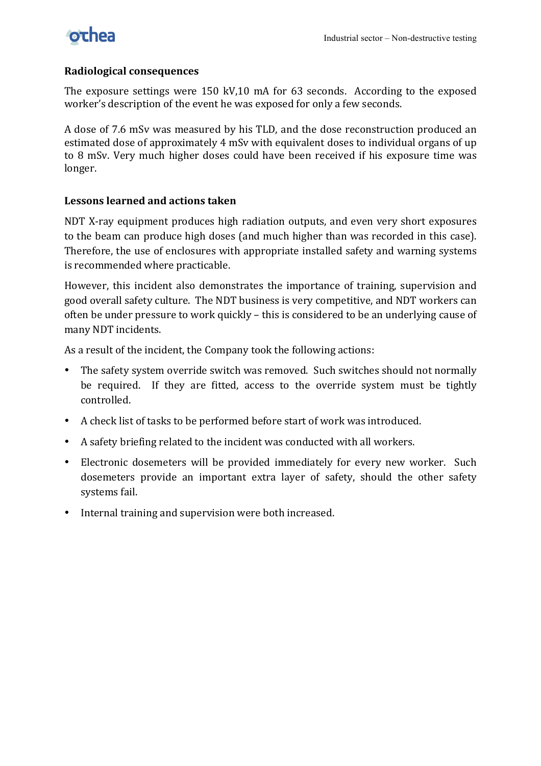**Radiological consequences**

The exposure settings were 150 kV,10 mA for 63 seconds. According to the exposed worker's description of the event he was exposed for only a few seconds.

A dose of 7.6 mSv was measured by his TLD, and the dose reconstruction produced an estimated dose of approximately 4 mSv with equivalent doses to individual organs of up to 8 mSv. Very much higher doses could have been received if his exposure time was longer.

**Lessons learned and actions taken**

NDT X-ray equipment produces high radiation outputs, and even very short exposures to the beam can produce high doses (and much higher than was recorded in this case). Therefore, the use of enclosures with appropriate installed safety and warning systems is recommended where practicable.

However, this incident also demonstrates the importance of training, supervision and good overall safety culture. The NDT business is very competitive, and NDT workers can often be under pressure to work quickly – this is considered to be an underlying cause of many NDT incidents.

As a result of the incident, the Company took the following actions:

- The safety system override switch was removed. Such switches should not normally be required. If they are fitted, access to the override system must be tightly controlled.
- A check list of tasks to be performed before start of work was introduced.
- A safety briefing related to the incident was conducted with all workers.
- Electronic dosemeters will be provided immediately for every new worker. Such dosemeters provide an important extra layer of safety, should the other safety systems fail.
- Internal training and supervision were both increased.